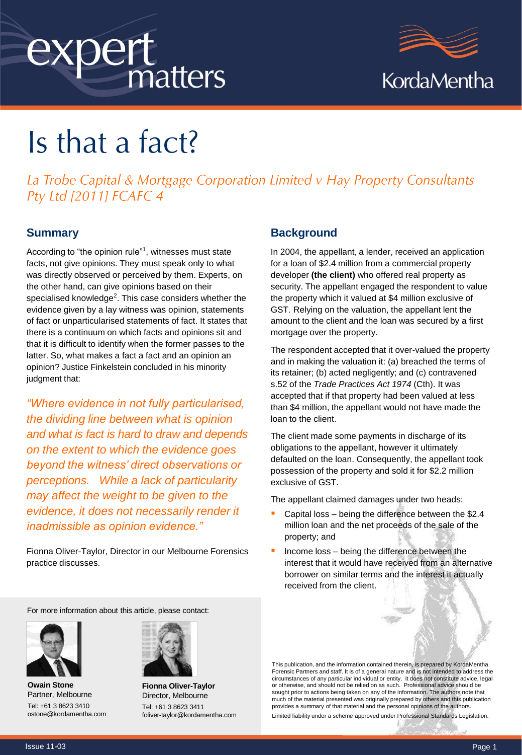# Is that a fact?

*La Trobe Capital & Mortgage Corporation Limited v Hay Property Consultants Pty Ltd [2011] FCAFC 4*

## Summary

According to "the opinion rule"[1], witnesses must state facts, not give opinions. They must speak only to what was directly observed or perceived by them. Experts, on the other hand, can give opinions based on their specialised knowledge[2]. This case considers whether the evidence given by a lay witness was opinion, statements of fact or unparticularised statements of fact. It states that there is a continuum on which facts and opinions sit and that it is difficult to identify when the former passes to the latter. So, what makes a fact a fact and an opinion an opinion? Justice Finkelstein concluded in his minority judgment that:

*"Where evidence in not fully particularised, the dividing line between what is opinion and what is fact is hard to draw and depends on the extent to which the evidence goes beyond the witness' direct observations or perceptions. While a lack of particularity may affect the weight to be given to the evidence, it does not necessarily render it inadmissible as opinion evidence."*

Fionna Oliver-Taylor, Director in our Melbourne Forensics practice discusses.

## Background

In 2004, the appellant, a lender, received an application for a loan of $2.4 million from a commercial property developer **(the client)** who offered real property as security. The appellant engaged the respondent to value the property which it valued at $4 million exclusive of GST. Relying on the valuation, the appellant lent the amount to the client and the loan was secured by a first mortgage over the property.

The respondent accepted that it over-valued the property and in making the valuation it: (a) breached the terms of its retainer; (b) acted negligently; and (c) contravened s.52 of the *Trade Practices Act 1974* (Cth). It was accepted that if that property had been valued at less than $4 million, the appellant would not have made the loan to the client.

The client made some payments in discharge of its obligations to the appellant, however it ultimately defaulted on the loan. Consequently, the appellant took possession of the property and sold it for $2.2 million exclusive of GST.

The appellant claimed damages under two heads:

- Capital loss – being the difference between the $2.4 million loan and the net proceeds of the sale of the property; and
- Income loss – being the difference between the interest that it would have received from an alternative borrower on similar terms and the interest it actually received from the client.

For more information about this article, please contact:

**Owain Stone**
Partner, Melbourne
Tel: +61 3 8623 3410
ostone@kordamentha.com

**Fionna Oliver-Taylor**
Director, Melbourne
Tel: +61 3 8623 3411
foliver-taylor@kordamentha.com

This publication, and the information contained therein, is prepared by KordaMentha Forensic Partners and staff. It is of a general nature and is not intended to address the circumstances of any particular individual or entity. It does not constitute advice, legal or otherwise, and should not be relied on as such. Professional advice should be sought prior to actions being taken on any of the information. The authors note that much of the material presented was originally prepared by others and this publication provides a summary of that material and the personal opinions of the authors.

Limited liability under a scheme approved under Professional Standards Legislation.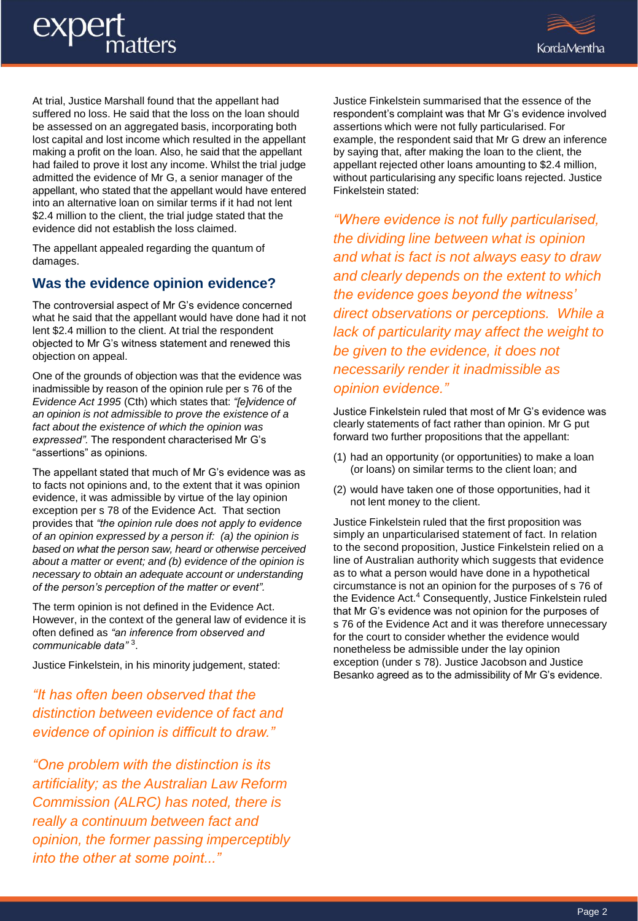At trial, Justice Marshall found that the appellant had suffered no loss. He said that the loss on the loan should be assessed on an aggregated basis, incorporating both lost capital and lost income which resulted in the appellant making a profit on the loan. Also, he said that the appellant had failed to prove it lost any income. Whilst the trial judge admitted the evidence of Mr G, a senior manager of the appellant, who stated that the appellant would have entered into an alternative loan on similar terms if it had not lent $2.4 million to the client, the trial judge stated that the evidence did not establish the loss claimed.

The appellant appealed regarding the quantum of damages.

## Was the evidence opinion evidence?

The controversial aspect of Mr G's evidence concerned what he said that the appellant would have done had it not lent $2.4 million to the client. At trial the respondent objected to Mr G's witness statement and renewed this objection on appeal.

One of the grounds of objection was that the evidence was inadmissible by reason of the opinion rule per s 76 of the *Evidence Act 1995* (Cth) which states that: *"[e]vidence of an opinion is not admissible to prove the existence of a fact about the existence of which the opinion was expressed"*. The respondent characterised Mr G's "assertions" as opinions.

The appellant stated that much of Mr G's evidence was as to facts not opinions and, to the extent that it was opinion evidence, it was admissible by virtue of the lay opinion exception per s 78 of the Evidence Act. That section provides that *"the opinion rule does not apply to evidence of an opinion expressed by a person if: (a) the opinion is based on what the person saw, heard or otherwise perceived about a matter or event; and (b) evidence of the opinion is necessary to obtain an adequate account or understanding of the person's perception of the matter or event"*.

The term opinion is not defined in the Evidence Act. However, in the context of the general law of evidence it is often defined as *"an inference from observed and communicable data"*[3].

Justice Finkelstein, in his minority judgement, stated:

> *"It has often been observed that the distinction between evidence of fact and evidence of opinion is difficult to draw."*

> *"One problem with the distinction is its artificiality; as the Australian Law Reform Commission (ALRC) has noted, there is really a continuum between fact and opinion, the former passing imperceptibly into the other at some point..."*

Justice Finkelstein summarised that the essence of the respondent's complaint was that Mr G's evidence involved assertions which were not fully particularised. For example, the respondent said that Mr G drew an inference by saying that, after making the loan to the client, the appellant rejected other loans amounting to $2.4 million, without particularising any specific loans rejected. Justice Finkelstein stated:

> *"Where evidence is not fully particularised, the dividing line between what is opinion and what is fact is not always easy to draw and clearly depends on the extent to which the evidence goes beyond the witness' direct observations or perceptions. While a lack of particularity may affect the weight to be given to the evidence, it does not necessarily render it inadmissible as opinion evidence."*

Justice Finkelstein ruled that most of Mr G's evidence was clearly statements of fact rather than opinion. Mr G put forward two further propositions that the appellant:

(1) had an opportunity (or opportunities) to make a loan (or loans) on similar terms to the client loan; and

(2) would have taken one of those opportunities, had it not lent money to the client.

Justice Finkelstein ruled that the first proposition was simply an unparticularised statement of fact. In relation to the second proposition, Justice Finkelstein relied on a line of Australian authority which suggests that evidence as to what a person would have done in a hypothetical circumstance is not an opinion for the purposes of s 76 of the Evidence Act.[4] Consequently, Justice Finkelstein ruled that Mr G's evidence was not opinion for the purposes of s 76 of the Evidence Act and it was therefore unnecessary for the court to consider whether the evidence would nonetheless be admissible under the lay opinion exception (under s 78). Justice Jacobson and Justice Besanko agreed as to the admissibility of Mr G's evidence.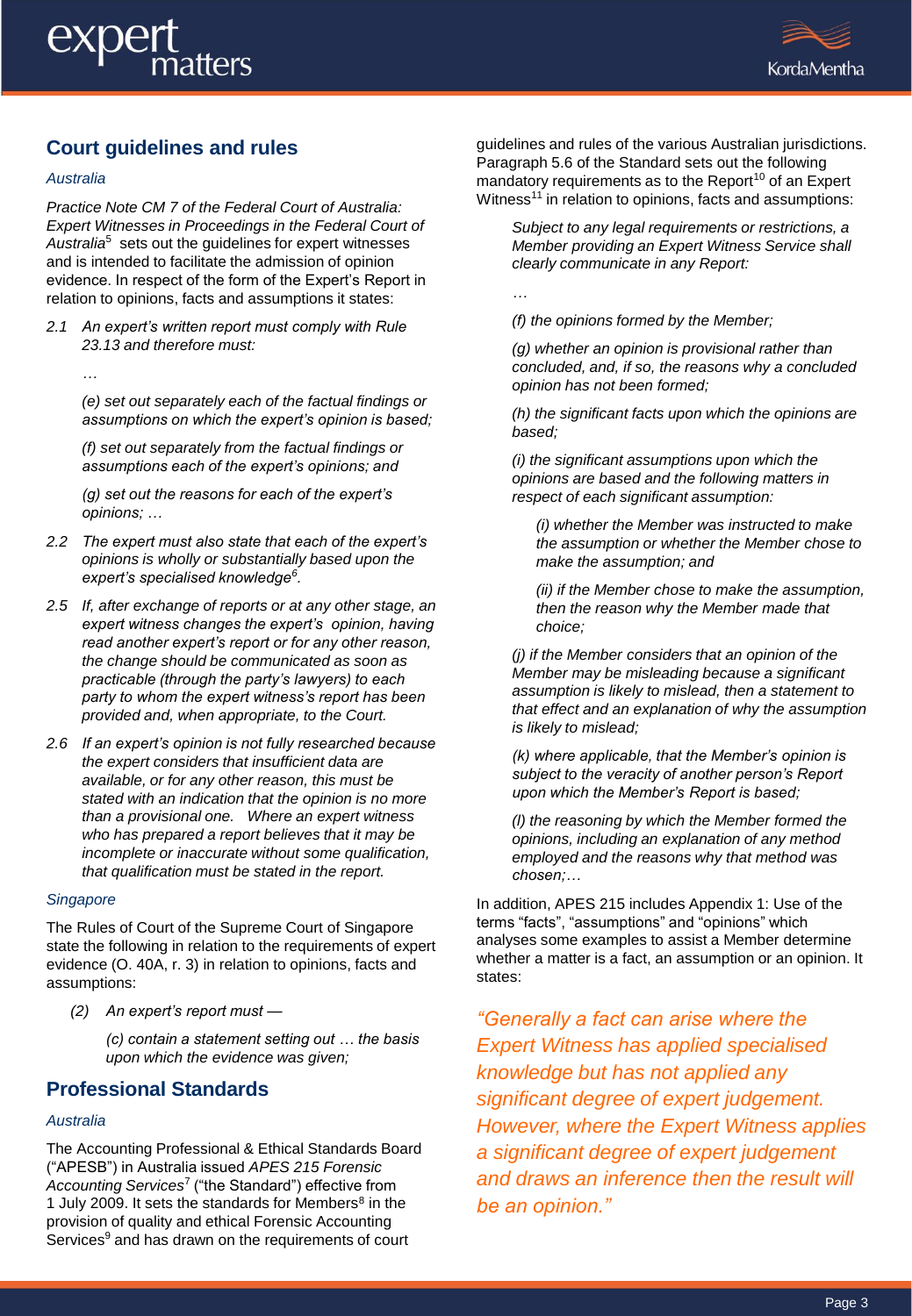## Court guidelines and rules

*Australia*

*Practice Note CM 7 of the Federal Court of Australia: Expert Witnesses in Proceedings in the Federal Court of Australia*[5] sets out the guidelines for expert witnesses and is intended to facilitate the admission of opinion evidence. In respect of the form of the Expert's Report in relation to opinions, facts and assumptions it states:

> *2.1 An expert's written report must comply with Rule 23.13 and therefore must:*
>
> *…*
>
> *(e) set out separately each of the factual findings or assumptions on which the expert's opinion is based;*
>
> *(f) set out separately from the factual findings or assumptions each of the expert's opinions; and*
>
> *(g) set out the reasons for each of the expert's opinions; …*
>
> *2.2 The expert must also state that each of the expert's opinions is wholly or substantially based upon the expert's specialised knowledge*[6]*.*
>
> *2.5 If, after exchange of reports or at any other stage, an expert witness changes the expert's opinion, having read another expert's report or for any other reason, the change should be communicated as soon as practicable (through the party's lawyers) to each party to whom the expert witness's report has been provided and, when appropriate, to the Court.*
>
> *2.6 If an expert's opinion is not fully researched because the expert considers that insufficient data are available, or for any other reason, this must be stated with an indication that the opinion is no more than a provisional one. Where an expert witness who has prepared a report believes that it may be incomplete or inaccurate without some qualification, that qualification must be stated in the report.*

*Singapore*

The Rules of Court of the Supreme Court of Singapore state the following in relation to the requirements of expert evidence (O. 40A, r. 3) in relation to opinions, facts and assumptions:

> *(2) An expert's report must —*
>
> *(c) contain a statement setting out … the basis upon which the evidence was given;*

## Professional Standards

*Australia*

The Accounting Professional & Ethical Standards Board ("APESB") in Australia issued *APES 215 Forensic Accounting Services*[7] ("the Standard") effective from 1 July 2009. It sets the standards for Members[8] in the provision of quality and ethical Forensic Accounting Services[9] and has drawn on the requirements of court guidelines and rules of the various Australian jurisdictions. Paragraph 5.6 of the Standard sets out the following mandatory requirements as to the Report[10] of an Expert Witness[11] in relation to opinions, facts and assumptions:

> *Subject to any legal requirements or restrictions, a Member providing an Expert Witness Service shall clearly communicate in any Report:*
>
> *…*
>
> *(f) the opinions formed by the Member;*
>
> *(g) whether an opinion is provisional rather than concluded, and, if so, the reasons why a concluded opinion has not been formed;*
>
> *(h) the significant facts upon which the opinions are based;*
>
> *(i) the significant assumptions upon which the opinions are based and the following matters in respect of each significant assumption:*
>
> > *(i) whether the Member was instructed to make the assumption or whether the Member chose to make the assumption; and*
> >
> > *(ii) if the Member chose to make the assumption, then the reason why the Member made that choice;*
>
> *(j) if the Member considers that an opinion of the Member may be misleading because a significant assumption is likely to mislead, then a statement to that effect and an explanation of why the assumption is likely to mislead;*
>
> *(k) where applicable, that the Member's opinion is subject to the veracity of another person's Report upon which the Member's Report is based;*
>
> *(l) the reasoning by which the Member formed the opinions, including an explanation of any method employed and the reasons why that method was chosen;…*

In addition, APES 215 includes Appendix 1: Use of the terms "facts", "assumptions" and "opinions" which analyses some examples to assist a Member determine whether a matter is a fact, an assumption or an opinion. It states:

> *"Generally a fact can arise where the Expert Witness has applied specialised knowledge but has not applied any significant degree of expert judgement. However, where the Expert Witness applies a significant degree of expert judgement and draws an inference then the result will be an opinion."*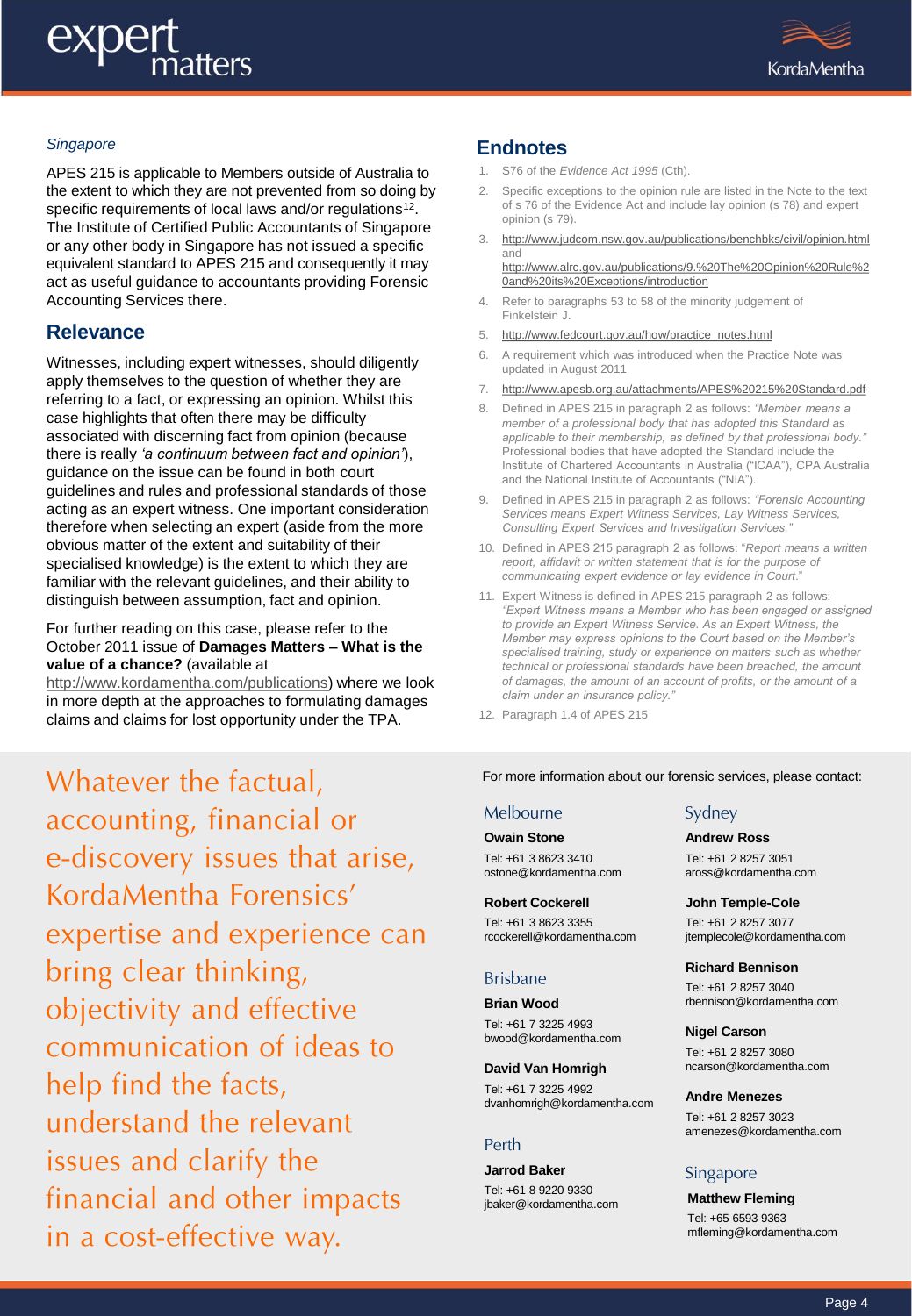*Singapore*

APES 215 is applicable to Members outside of Australia to the extent to which they are not prevented from so doing by specific requirements of local laws and/or regulations[12]. The Institute of Certified Public Accountants of Singapore or any other body in Singapore has not issued a specific equivalent standard to APES 215 and consequently it may act as useful guidance to accountants providing Forensic Accounting Services there.

## Relevance

Witnesses, including expert witnesses, should diligently apply themselves to the question of whether they are referring to a fact, or expressing an opinion. Whilst this case highlights that often there may be difficulty associated with discerning fact from opinion (because there is really *'a continuum between fact and opinion'*), guidance on the issue can be found in both court guidelines and rules and professional standards of those acting as an expert witness. One important consideration therefore when selecting an expert (aside from the more obvious matter of the extent and suitability of their specialised knowledge) is the extent to which they are familiar with the relevant guidelines, and their ability to distinguish between assumption, fact and opinion.

For further reading on this case, please refer to the October 2011 issue of **Damages Matters – What is the value of a chance?** (available at http://www.kordamentha.com/publications) where we look in more depth at the approaches to formulating damages claims and claims for lost opportunity under the TPA.

## Endnotes

1. S76 of the *Evidence Act 1995* (Cth).
2. Specific exceptions to the opinion rule are listed in the Note to the text of s 76 of the Evidence Act and include lay opinion (s 78) and expert opinion (s 79).
3. http://www.judcom.nsw.gov.au/publications/benchbks/civil/opinion.html and http://www.alrc.gov.au/publications/9.%20The%20Opinion%20Rule%20and%20its%20Exceptions/introduction
4. Refer to paragraphs 53 to 58 of the minority judgement of Finkelstein J.
5. http://www.fedcourt.gov.au/how/practice_notes.html
6. A requirement which was introduced when the Practice Note was updated in August 2011
7. http://www.apesb.org.au/attachments/APES%20215%20Standard.pdf
8. Defined in APES 215 in paragraph 2 as follows: *"Member means a member of a professional body that has adopted this Standard as applicable to their membership, as defined by that professional body."* Professional bodies that have adopted the Standard include the Institute of Chartered Accountants in Australia ("ICAA"), CPA Australia and the National Institute of Accountants ("NIA").
9. Defined in APES 215 in paragraph 2 as follows: *"Forensic Accounting Services means Expert Witness Services, Lay Witness Services, Consulting Expert Services and Investigation Services."*
10. Defined in APES 215 paragraph 2 as follows: "*Report means a written report, affidavit or written statement that is for the purpose of communicating expert evidence or lay evidence in Court*."
11. Expert Witness is defined in APES 215 paragraph 2 as follows: *"Expert Witness means a Member who has been engaged or assigned to provide an Expert Witness Service. As an Expert Witness, the Member may express opinions to the Court based on the Member's specialised training, study or experience on matters such as whether technical or professional standards have been breached, the amount of damages, the amount of an account of profits, or the amount of a claim under an insurance policy."*
12. Paragraph 1.4 of APES 215

Whatever the factual, accounting, financial or e-discovery issues that arise, KordaMentha Forensics' expertise and experience can bring clear thinking, objectivity and effective communication of ideas to help find the facts, understand the relevant issues and clarify the financial and other impacts in a cost-effective way.

For more information about our forensic services, please contact:

### Melbourne

**Owain Stone**
Tel: +61 3 8623 3410
ostone@kordamentha.com

**Robert Cockerell**
Tel: +61 3 8623 3355
rcockerell@kordamentha.com

### Brisbane

**Brian Wood**
Tel: +61 7 3225 4993
bwood@kordamentha.com

**David Van Homrigh**
Tel: +61 7 3225 4992
dvanhomrigh@kordamentha.com

### Perth

**Jarrod Baker**
Tel: +61 8 9220 9330
jbaker@kordamentha.com

### Sydney

**Andrew Ross**
Tel: +61 2 8257 3051
aross@kordamentha.com

**John Temple-Cole**
Tel: +61 2 8257 3077
jtemplecole@kordamentha.com

**Richard Bennison**
Tel: +61 2 8257 3040
rbennison@kordamentha.com

**Nigel Carson**
Tel: +61 2 8257 3080
ncarson@kordamentha.com

**Andre Menezes**
Tel: +61 2 8257 3023
amenezes@kordamentha.com

### Singapore

**Matthew Fleming**
Tel: +65 6593 9363
mfleming@kordamentha.com